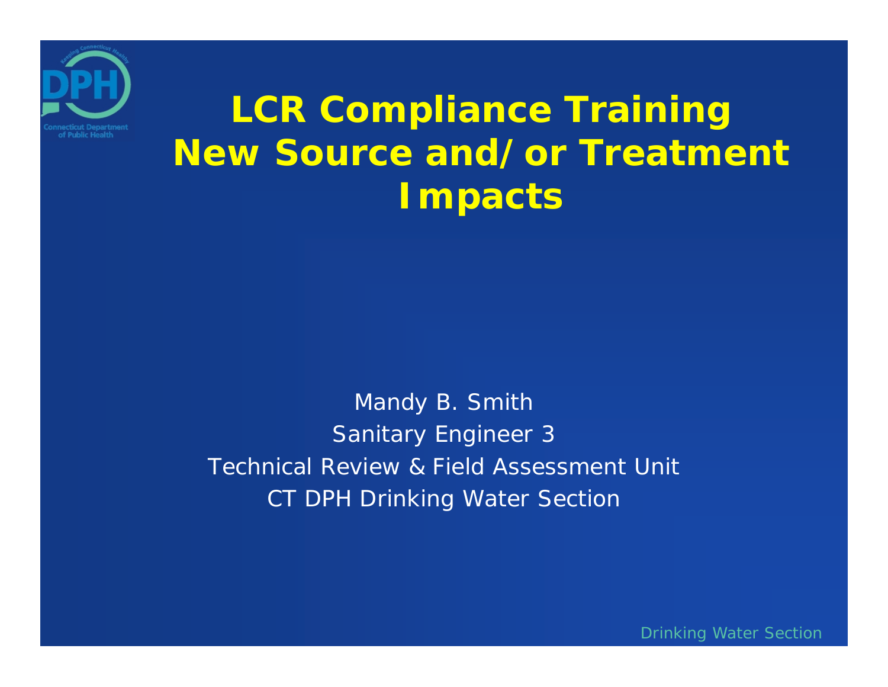# LCR Compliance Training New Source and/or Treatment Impacts

Mandy B. Smith
Sanitary Engineer 3
Technical Review & Field Assessment Unit
CT DPH Drinking Water Section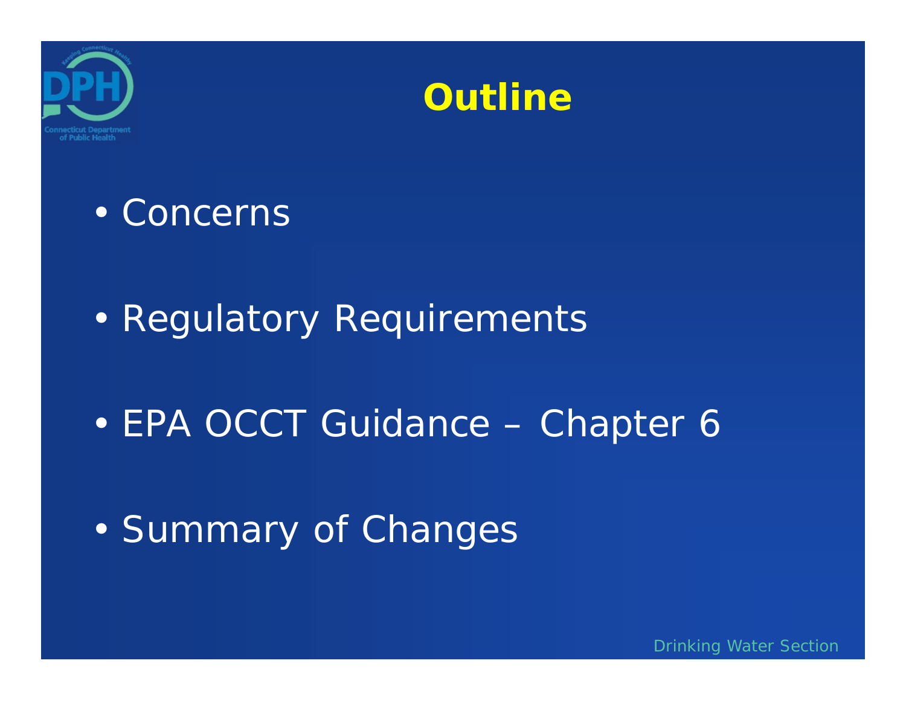# Outline

- Concerns
- Regulatory Requirements
- EPA OCCT Guidance – Chapter 6
- Summary of Changes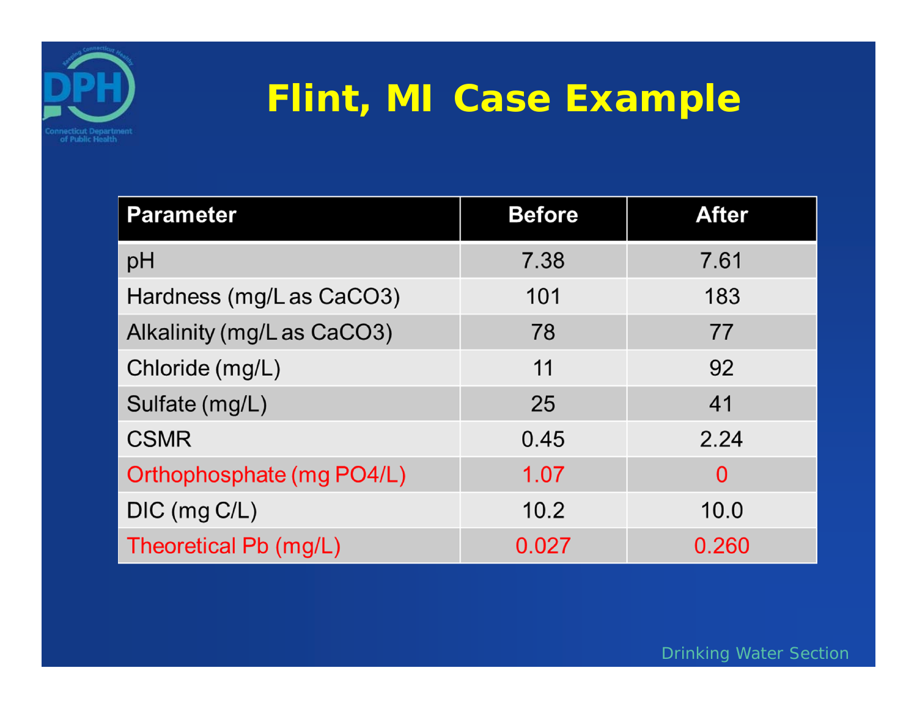# Flint, MI Case Example

| Parameter | Before | After |
|---|---|---|
| pH | 7.38 | 7.61 |
| Hardness (mg/L as $CaCO_3$) | 101 | 183 |
| Alkalinity (mg/L as $CaCO_3$) | 78 | 77 |
| Chloride (mg/L) | 11 | 92 |
| Sulfate (mg/L) | 25 | 41 |
| CSMR | 0.45 | 2.24 |
| Orthophosphate (mg $PO_4$/L) | 1.07 | 0 |
| DIC (mg C/L) | 10.2 | 10.0 |
| Theoretical Pb (mg/L) | 0.027 | 0.260 |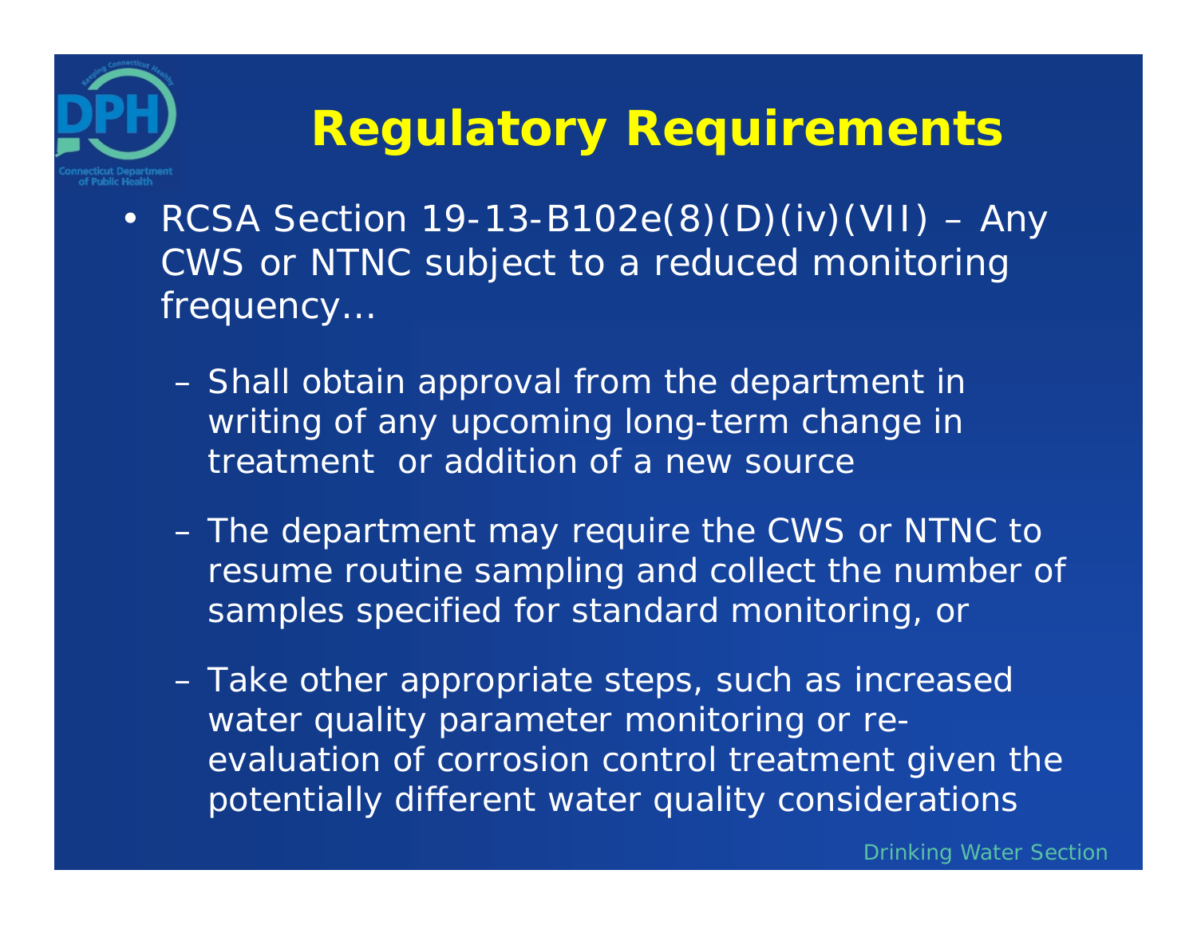# Regulatory Requirements

- RCSA Section 19-13-B102e(8)(D)(iv)(VII) – Any CWS or NTNC subject to a reduced monitoring frequency…
  - Shall obtain approval from the department in writing of any upcoming long-term change in treatment or addition of a new source
  - The department may require the CWS or NTNC to resume routine sampling and collect the number of samples specified for standard monitoring, or
  - Take other appropriate steps, such as increased water quality parameter monitoring or re-evaluation of corrosion control treatment given the potentially different water quality considerations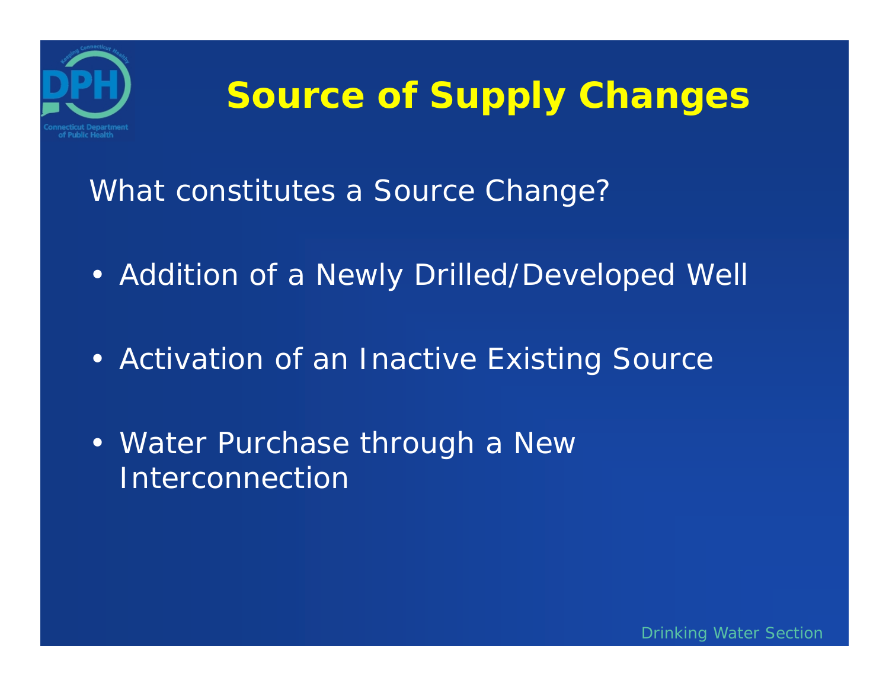# Source of Supply Changes

What constitutes a Source Change?

- Addition of a Newly Drilled/Developed Well
- Activation of an Inactive Existing Source
- Water Purchase through a New Interconnection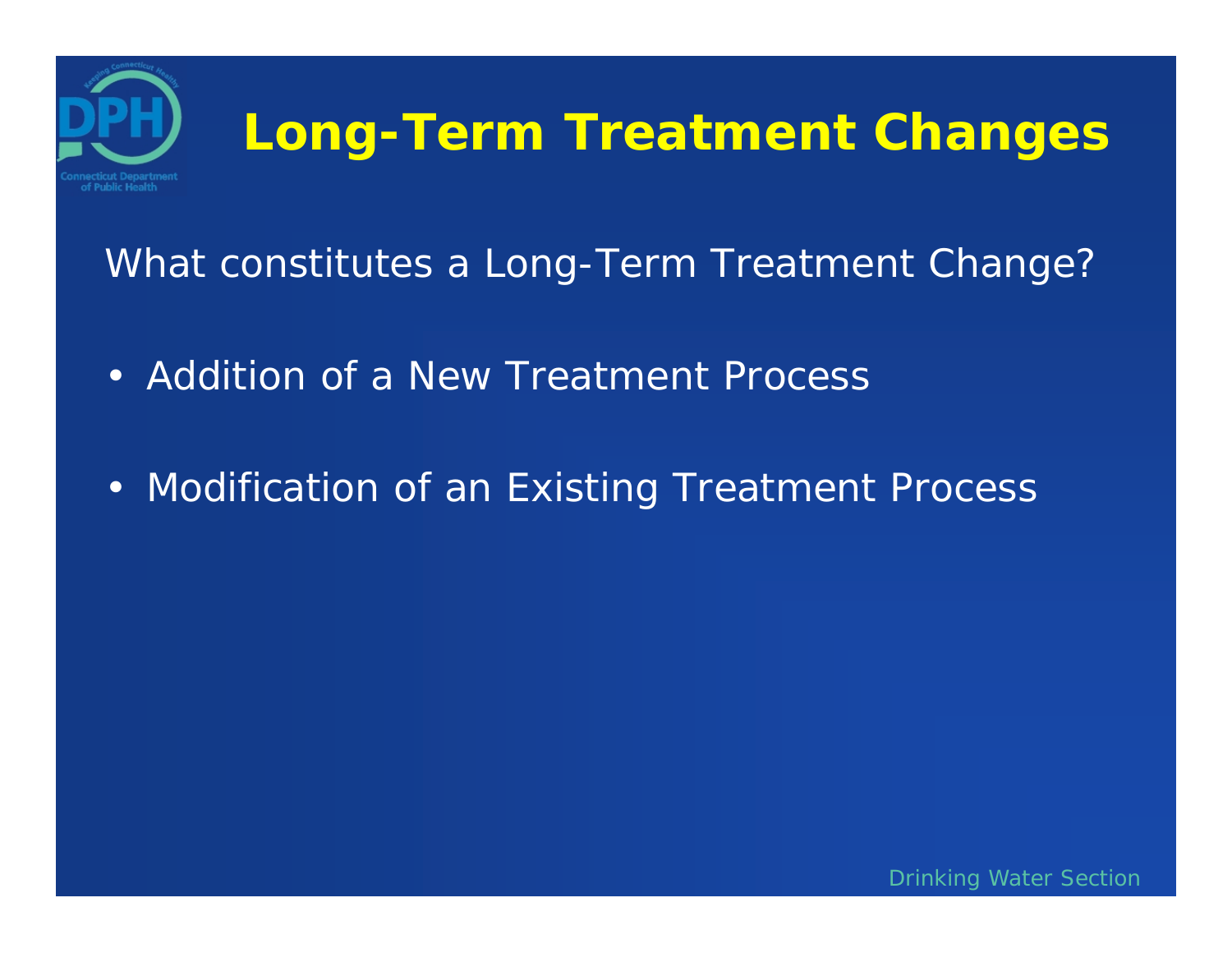# Long-Term Treatment Changes

What constitutes a Long-Term Treatment Change?

- Addition of a New Treatment Process
- Modification of an Existing Treatment Process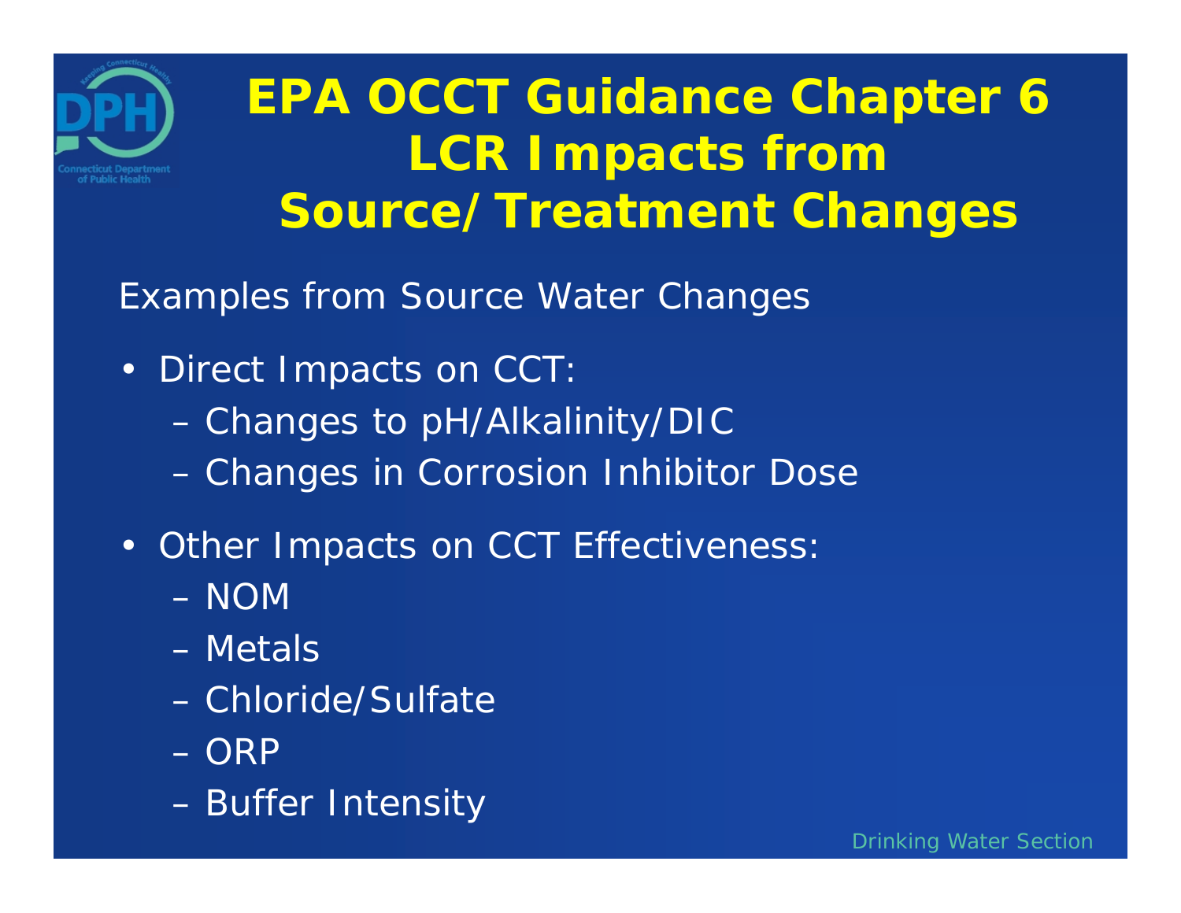# EPA OCCT Guidance Chapter 6 LCR Impacts from Source/Treatment Changes

Examples from Source Water Changes

- Direct Impacts on CCT:
  - Changes to pH/Alkalinity/DIC
  - Changes in Corrosion Inhibitor Dose
- Other Impacts on CCT Effectiveness:
  - NOM
  - Metals
  - Chloride/Sulfate
  - ORP
  - Buffer Intensity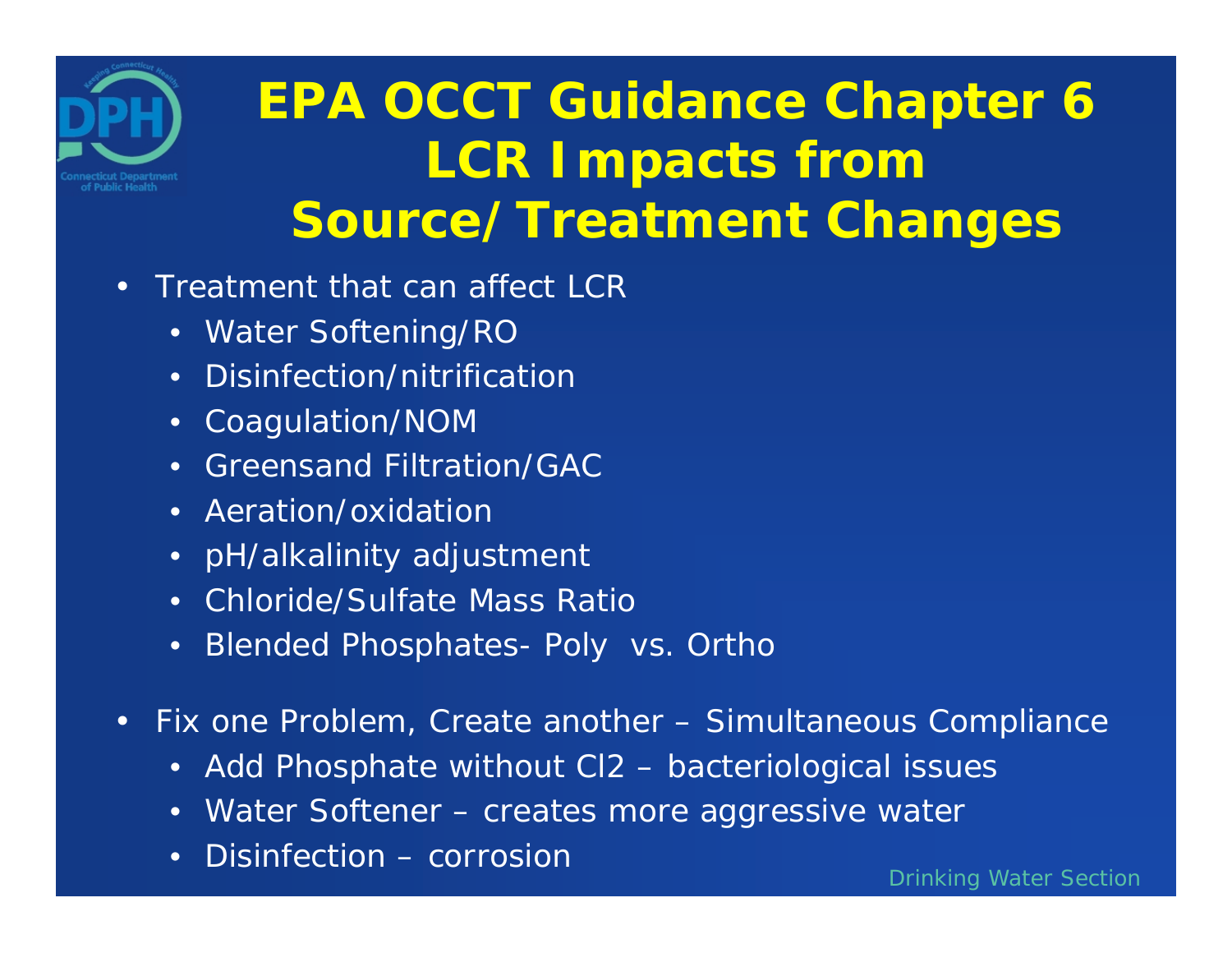# EPA OCCT Guidance Chapter 6 LCR Impacts from Source/Treatment Changes

- Treatment that can affect LCR
  - Water Softening/RO
  - Disinfection/nitrification
  - Coagulation/NOM
  - Greensand Filtration/GAC
  - Aeration/oxidation
  - pH/alkalinity adjustment
  - Chloride/Sulfate Mass Ratio
  - Blended Phosphates- Poly vs. Ortho

- Fix one Problem, Create another – Simultaneous Compliance
  - Add Phosphate without Cl2 – bacteriological issues
  - Water Softener – creates more aggressive water
  - Disinfection – corrosion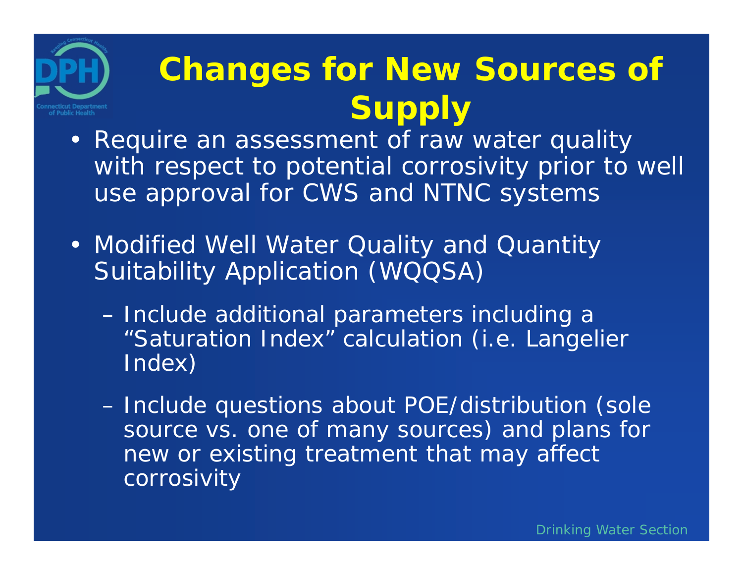# Changes for New Sources of Supply

- Require an assessment of raw water quality with respect to potential corrosivity prior to well use approval for CWS and NTNC systems

- Modified Well Water Quality and Quantity Suitability Application (WQQSA)
  - Include additional parameters including a "Saturation Index" calculation (i.e. Langelier Index)
  - Include questions about POE/distribution (sole source vs. one of many sources) and plans for new or existing treatment that may affect corrosivity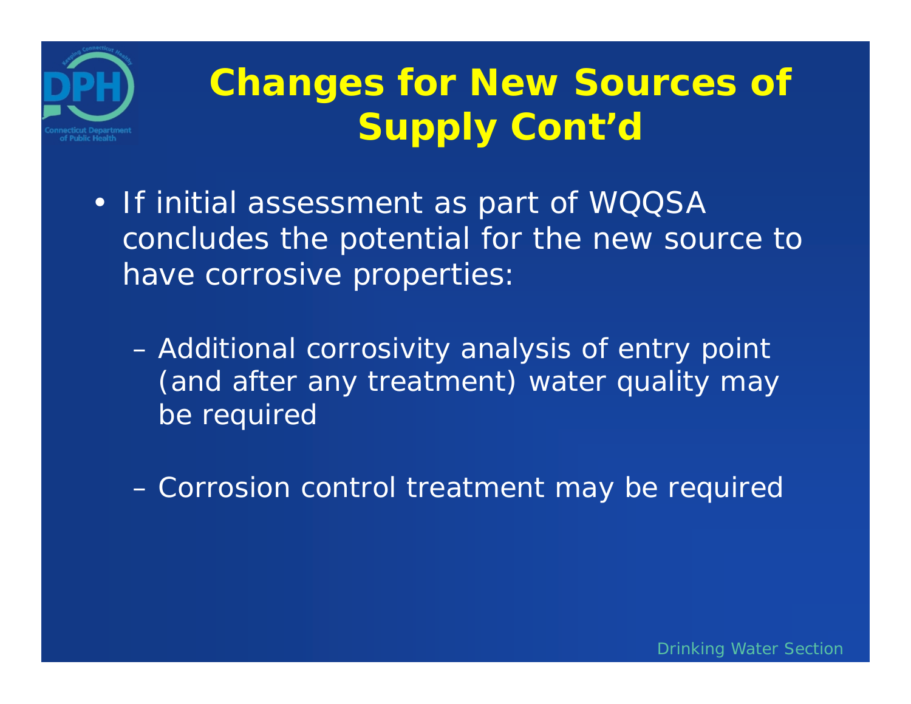# Changes for New Sources of Supply Cont'd

- If initial assessment as part of WQQSA concludes the potential for the new source to have corrosive properties:
  - Additional corrosivity analysis of entry point (and after any treatment) water quality may be required
  - Corrosion control treatment may be required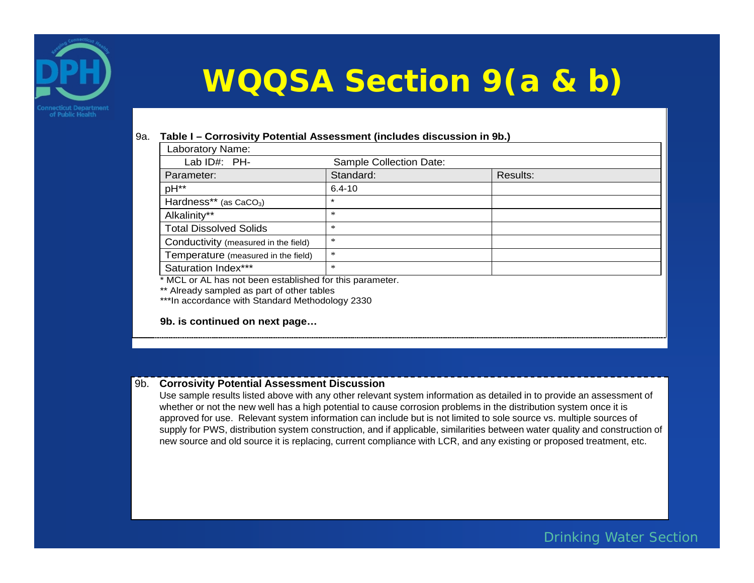# WQQSA Section 9(a & b)

9a. **Table I – Corrosivity Potential Assessment (includes discussion in 9b.)**

| Laboratory Name: | | |
|---|---|---|
| Lab ID#: PH- | Sample Collection Date: | |
| Parameter: | Standard: | Results: |
| pH** | 6.4-10 | |
| Hardness** (as $CaCO_3$) | * | |
| Alkalinity** | * | |
| Total Dissolved Solids | * | |
| Conductivity (measured in the field) | * | |
| Temperature (measured in the field) | * | |
| Saturation Index*** | * | |

* MCL or AL has not been established for this parameter.

** Already sampled as part of other tables

***In accordance with Standard Methodology 2330

**9b. is continued on next page…**

9b. **Corrosivity Potential Assessment Discussion**

Use sample results listed above with any other relevant system information as detailed in to provide an assessment of whether or not the new well has a high potential to cause corrosion problems in the distribution system once it is approved for use. Relevant system information can include but is not limited to sole source vs. multiple sources of supply for PWS, distribution system construction, and if applicable, similarities between water quality and construction of new source and old source it is replacing, current compliance with LCR, and any existing or proposed treatment, etc.

Drinking Water Section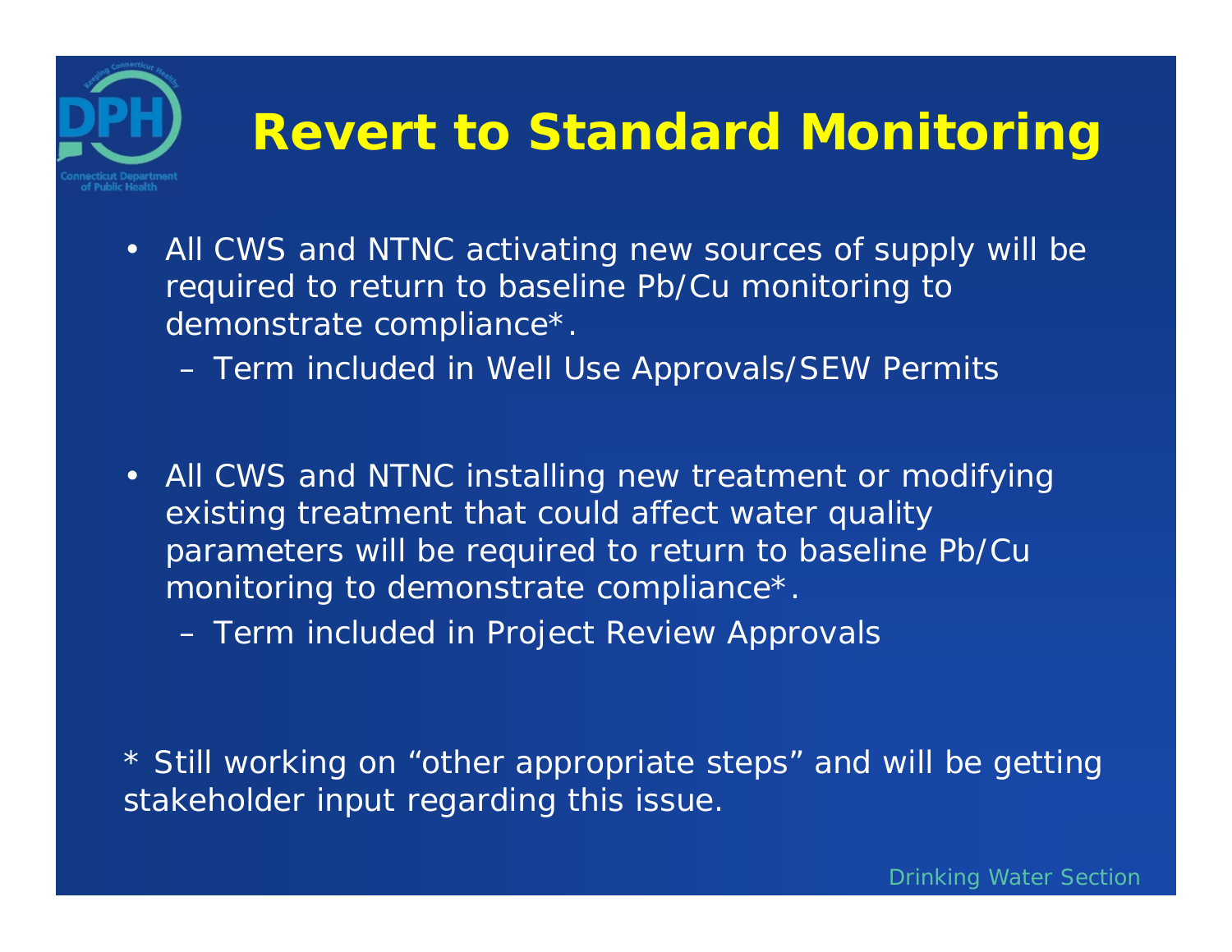# Revert to Standard Monitoring

- All CWS and NTNC activating new sources of supply will be required to return to baseline Pb/Cu monitoring to demonstrate compliance*.
  - Term included in Well Use Approvals/SEW Permits

- All CWS and NTNC installing new treatment or modifying existing treatment that could affect water quality parameters will be required to return to baseline Pb/Cu monitoring to demonstrate compliance*.
  - Term included in Project Review Approvals

* Still working on “other appropriate steps” and will be getting stakeholder input regarding this issue.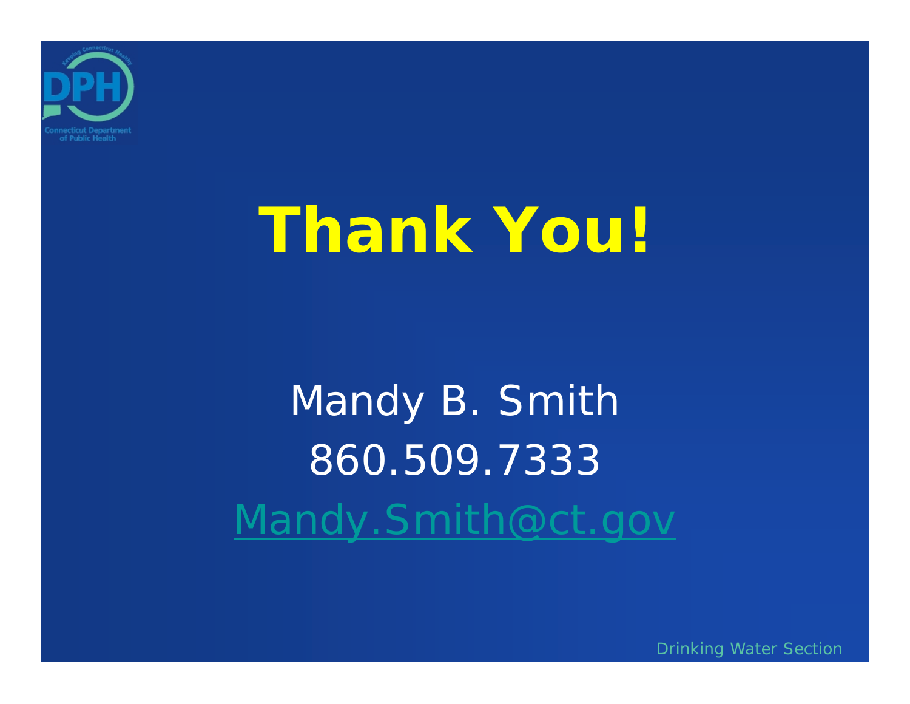# Thank You!

Mandy B. Smith

860.509.7333

Mandy.Smith@ct.gov